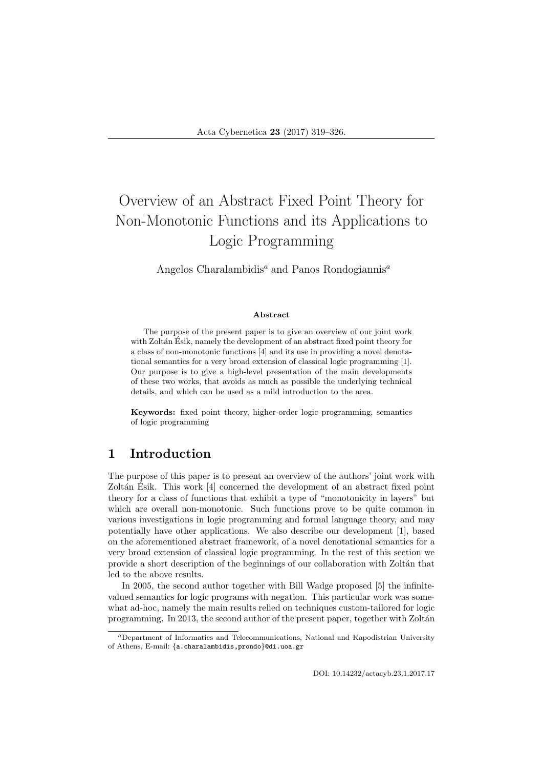# Overview of an Abstract Fixed Point Theory for Non-Monotonic Functions and its Applications to Logic Programming

Angelos Charalambidis[a] and Panos Rondogiannis[a]

**Abstract**

The purpose of the present paper is to give an overview of our joint work with Zoltán Ésik, namely the development of an abstract fixed point theory for a class of non-monotonic functions [4] and its use in providing a novel denotational semantics for a very broad extension of classical logic programming [1]. Our purpose is to give a high-level presentation of the main developments of these two works, that avoids as much as possible the underlying technical details, and which can be used as a mild introduction to the area.

**Keywords:** fixed point theory, higher-order logic programming, semantics of logic programming

## 1 Introduction

The purpose of this paper is to present an overview of the authors' joint work with Zoltán Ésik. This work [4] concerned the development of an abstract fixed point theory for a class of functions that exhibit a type of "monotonicity in layers" but which are overall non-monotonic. Such functions prove to be quite common in various investigations in logic programming and formal language theory, and may potentially have other applications. We also describe our development [1], based on the aforementioned abstract framework, of a novel denotational semantics for a very broad extension of classical logic programming. In the rest of this section we provide a short description of the beginnings of our collaboration with Zoltán that led to the above results.

In 2005, the second author together with Bill Wadge proposed [5] the infinite-valued semantics for logic programs with negation. This particular work was somewhat ad-hoc, namely the main results relied on techniques custom-tailored for logic programming. In 2013, the second author of the present paper, together with Zoltán

---

[a]Department of Informatics and Telecommunications, National and Kapodistrian University of Athens, E-mail: {a.charalambidis,prondo}@di.uoa.gr

DOI: 10.14232/actacyb.23.1.2017.17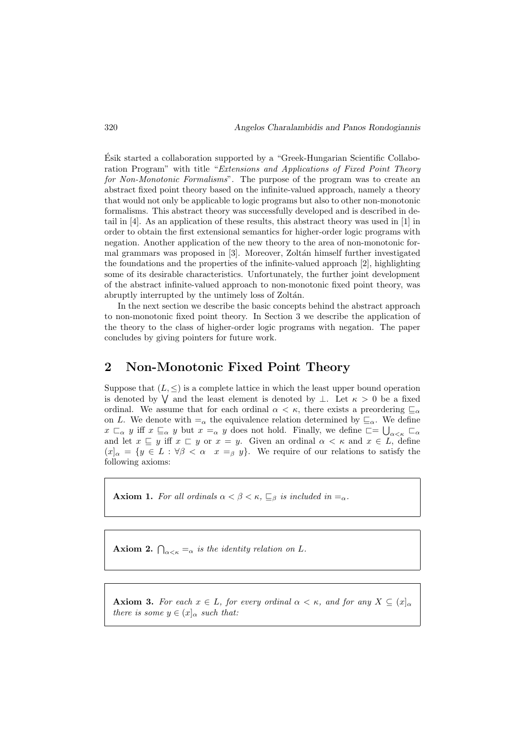Ésik started a collaboration supported by a "Greek-Hungarian Scientific Collaboration Program" with title "*Extensions and Applications of Fixed Point Theory for Non-Monotonic Formalisms*". The purpose of the program was to create an abstract fixed point theory based on the infinite-valued approach, namely a theory that would not only be applicable to logic programs but also to other non-monotonic formalisms. This abstract theory was successfully developed and is described in detail in [4]. As an application of these results, this abstract theory was used in [1] in order to obtain the first extensional semantics for higher-order logic programs with negation. Another application of the new theory to the area of non-monotonic formal grammars was proposed in [3]. Moreover, Zoltán himself further investigated the foundations and the properties of the infinite-valued approach [2], highlighting some of its desirable characteristics. Unfortunately, the further joint development of the abstract infinite-valued approach to non-monotonic fixed point theory, was abruptly interrupted by the untimely loss of Zoltán.

In the next section we describe the basic concepts behind the abstract approach to non-monotonic fixed point theory. In Section 3 we describe the application of the theory to the class of higher-order logic programs with negation. The paper concludes by giving pointers for future work.

## 2 Non-Monotonic Fixed Point Theory

Suppose that $(L, \leq)$ is a complete lattice in which the least upper bound operation is denoted by $\bigvee$ and the least element is denoted by $\bot$. Let $\kappa > 0$ be a fixed ordinal. We assume that for each ordinal $\alpha < \kappa$, there exists a preordering $\sqsubseteq_\alpha$ on $L$. We denote with $=_\alpha$ the equivalence relation determined by $\sqsubseteq_\alpha$. We define $x \sqsubset_\alpha y$ iff $x \sqsubseteq_\alpha y$ but $x =_\alpha y$ does not hold. Finally, we define $\sqsubset = \bigcup_{\alpha<\kappa} \sqsubset_\alpha$ and let $x \sqsubseteq y$ iff $x \sqsubset y$ or $x = y$. Given an ordinal $\alpha < \kappa$ and $x \in L$, define $(x]_\alpha = \{y \in L : \forall \beta < \alpha \;\; x =_\beta y\}$. We require of our relations to satisfy the following axioms:

**Axiom 1.** *For all ordinals $\alpha < \beta < \kappa$, $\sqsubseteq_\beta$ is included in $=_\alpha$.*

**Axiom 2.** *$\bigcap_{\alpha<\kappa} =_\alpha$ is the identity relation on $L$.*

**Axiom 3.** *For each $x \in L$, for every ordinal $\alpha < \kappa$, and for any $X \subseteq (x]_\alpha$ there is some $y \in (x]_\alpha$ such that:*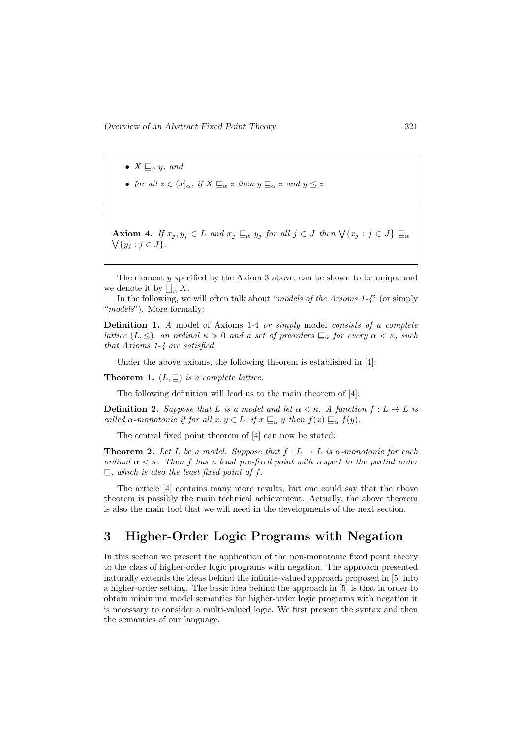- $X \sqsubseteq_\alpha y$, and
- for all $z \in (x]_\alpha$, if $X \sqsubseteq_\alpha z$ then $y \sqsubseteq_\alpha z$ and $y \leq z$.

**Axiom 4.** *If $x_j, y_j \in L$ and $x_j \sqsubseteq_\alpha y_j$ for all $j \in J$ then $\bigvee\{x_j : j \in J\} \sqsubseteq_\alpha \bigvee\{y_j : j \in J\}$.*

The element $y$ specified by the Axiom 3 above, can be shown to be unique and we denote it by $\bigsqcup_\alpha X$.

In the following, we will often talk about "*models of the Axioms 1-4*" (or simply "*models*"). More formally:

**Definition 1.** *A* model of Axioms 1-4 *or simply* model *consists of a complete lattice $(L, \leq)$, an ordinal $\kappa > 0$ and a set of preorders $\sqsubseteq_\alpha$ for every $\alpha < \kappa$, such that Axioms 1-4 are satisfied.*

Under the above axioms, the following theorem is established in [4]:

**Theorem 1.** *$(L, \sqsubseteq)$ is a complete lattice.*

The following definition will lead us to the main theorem of [4]:

**Definition 2.** *Suppose that $L$ is a model and let $\alpha < \kappa$. A function $f : L \to L$ is called $\alpha$-monotonic if for all $x, y \in L$, if $x \sqsubseteq_\alpha y$ then $f(x) \sqsubseteq_\alpha f(y)$.*

The central fixed point theorem of [4] can now be stated:

**Theorem 2.** *Let $L$ be a model. Suppose that $f : L \to L$ is $\alpha$-monotonic for each ordinal $\alpha < \kappa$. Then $f$ has a least pre-fixed point with respect to the partial order $\sqsubseteq$, which is also the least fixed point of $f$.*

The article [4] contains many more results, but one could say that the above theorem is possibly the main technical achievement. Actually, the above theorem is also the main tool that we will need in the developments of the next section.

## 3 Higher-Order Logic Programs with Negation

In this section we present the application of the non-monotonic fixed point theory to the class of higher-order logic programs with negation. The approach presented naturally extends the ideas behind the infinite-valued approach proposed in [5] into a higher-order setting. The basic idea behind the approach in [5] is that in order to obtain minimum model semantics for higher-order logic programs with negation it is necessary to consider a multi-valued logic. We first present the syntax and then the semantics of our language.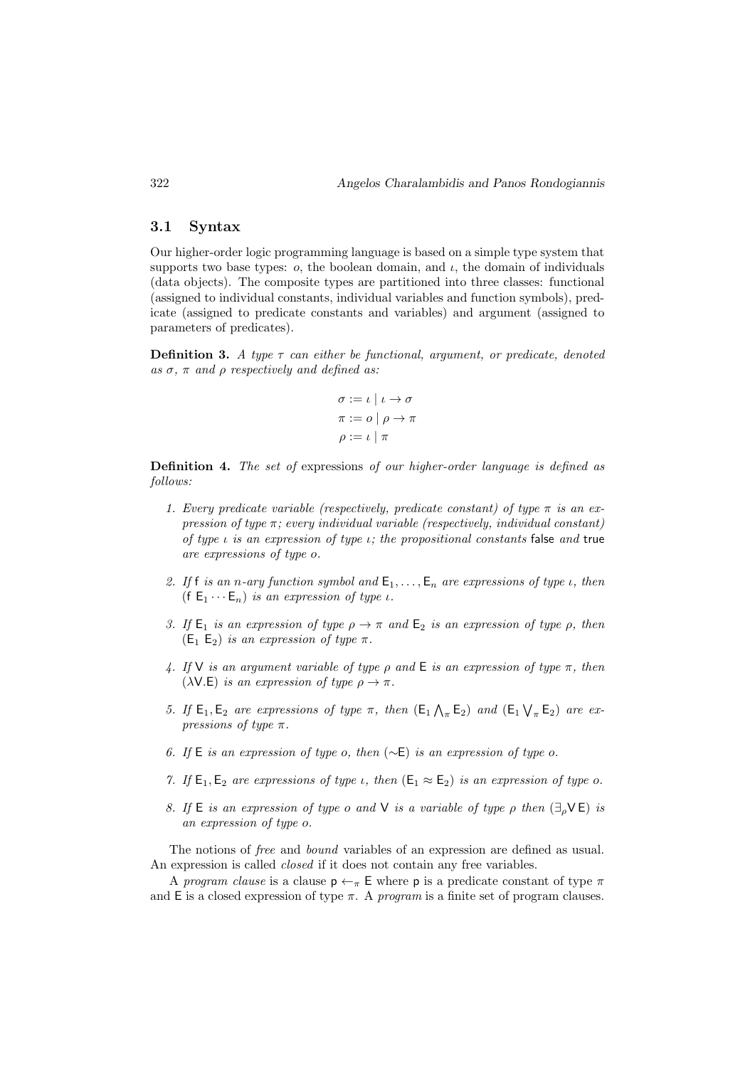### 3.1 Syntax

Our higher-order logic programming language is based on a simple type system that supports two base types: $o$, the boolean domain, and $\iota$, the domain of individuals (data objects). The composite types are partitioned into three classes: functional (assigned to individual constants, individual variables and function symbols), predicate (assigned to predicate constants and variables) and argument (assigned to parameters of predicates).

**Definition 3.** *A type $\tau$ can either be functional, argument, or predicate, denoted as $\sigma$, $\pi$ and $\rho$ respectively and defined as:*

$$\sigma := \iota \mid \iota \to \sigma$$
$$\pi := o \mid \rho \to \pi$$
$$\rho := \iota \mid \pi$$

**Definition 4.** *The set of* expressions *of our higher-order language is defined as follows:*

1. *Every predicate variable (respectively, predicate constant) of type $\pi$ is an expression of type $\pi$; every individual variable (respectively, individual constant) of type $\iota$ is an expression of type $\iota$; the propositional constants* $\mathsf{false}$ *and* $\mathsf{true}$ *are expressions of type $o$.*
2. *If $\mathsf{f}$ is an $n$-ary function symbol and $\mathsf{E}_1, \ldots, \mathsf{E}_n$ are expressions of type $\iota$, then $(\mathsf{f}\ \mathsf{E}_1 \cdots \mathsf{E}_n)$ is an expression of type $\iota$.*
3. *If $\mathsf{E}_1$ is an expression of type $\rho \to \pi$ and $\mathsf{E}_2$ is an expression of type $\rho$, then $(\mathsf{E}_1\ \mathsf{E}_2)$ is an expression of type $\pi$.*
4. *If $\mathsf{V}$ is an argument variable of type $\rho$ and $\mathsf{E}$ is an expression of type $\pi$, then $(\lambda \mathsf{V}.\mathsf{E})$ is an expression of type $\rho \to \pi$.*
5. *If $\mathsf{E}_1, \mathsf{E}_2$ are expressions of type $\pi$, then $(\mathsf{E}_1 \bigwedge_\pi \mathsf{E}_2)$ and $(\mathsf{E}_1 \bigvee_\pi \mathsf{E}_2)$ are expressions of type $\pi$.*
6. *If $\mathsf{E}$ is an expression of type $o$, then $(\sim\!\mathsf{E})$ is an expression of type $o$.*
7. *If $\mathsf{E}_1, \mathsf{E}_2$ are expressions of type $\iota$, then $(\mathsf{E}_1 \approx \mathsf{E}_2)$ is an expression of type $o$.*
8. *If $\mathsf{E}$ is an expression of type $o$ and $\mathsf{V}$ is a variable of type $\rho$ then $(\exists_\rho \mathsf{V}\,\mathsf{E})$ is an expression of type $o$.*

The notions of *free* and *bound* variables of an expression are defined as usual. An expression is called *closed* if it does not contain any free variables.

A *program clause* is a clause $\mathsf{p} \leftarrow_\pi \mathsf{E}$ where $\mathsf{p}$ is a predicate constant of type $\pi$ and $\mathsf{E}$ is a closed expression of type $\pi$. A *program* is a finite set of program clauses.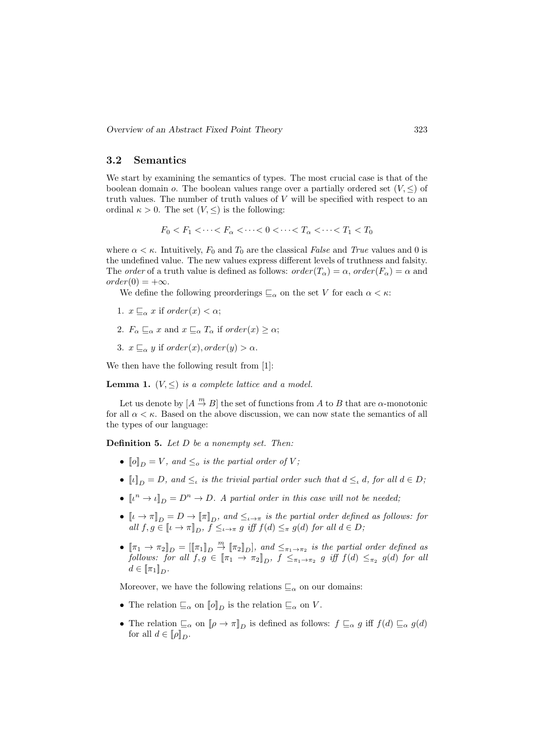### 3.2 Semantics

We start by examining the semantics of types. The most crucial case is that of the boolean domain $o$. The boolean values range over a partially ordered set $(V, \leq)$ of truth values. The number of truth values of $V$ will be specified with respect to an ordinal $\kappa > 0$. The set $(V, \leq)$ is the following:

$$F_0 < F_1 < \cdots < F_\alpha < \cdots < 0 < \cdots < T_\alpha < \cdots < T_1 < T_0$$

where $\alpha < \kappa$. Intuitively, $F_0$ and $T_0$ are the classical *False* and *True* values and 0 is the undefined value. The new values express different levels of truthness and falsity. The *order* of a truth value is defined as follows: $order(T_\alpha) = \alpha$, $order(F_\alpha) = \alpha$ and $order(0) = +\infty$.

We define the following preorderings $\sqsubseteq_\alpha$ on the set $V$ for each $\alpha < \kappa$:

1. $x \sqsubseteq_\alpha x$ if $order(x) < \alpha$;
2. $F_\alpha \sqsubseteq_\alpha x$ and $x \sqsubseteq_\alpha T_\alpha$ if $order(x) \geq \alpha$;
3. $x \sqsubseteq_\alpha y$ if $order(x), order(y) > \alpha$.

We then have the following result from [1]:

**Lemma 1.** *$(V, \leq)$ is a complete lattice and a model.*

Let us denote by $[A \stackrel{m}{\to} B]$ the set of functions from $A$ to $B$ that are $\alpha$-monotonic for all $\alpha < \kappa$. Based on the above discussion, we can now state the semantics of all the types of our language:

**Definition 5.** *Let $D$ be a nonempty set. Then:*

- $[\![o]\!]_D = V$*, and $\leq_o$ is the partial order of $V$;*
- $[\![\iota]\!]_D = D$*, and $\leq_\iota$ is the trivial partial order such that $d \leq_\iota d$, for all $d \in D$;*
- $[\![\iota^n \to \iota]\!]_D = D^n \to D$*. A partial order in this case will not be needed;*
- $[\![\iota \to \pi]\!]_D = D \to [\![\pi]\!]_D$*, and $\leq_{\iota\to\pi}$ is the partial order defined as follows: for all $f, g \in [\![\iota \to \pi]\!]_D$, $f \leq_{\iota\to\pi} g$ iff $f(d) \leq_\pi g(d)$ for all $d \in D$;*
- $[\![\pi_1 \to \pi_2]\!]_D = [[\![\pi_1]\!]_D \stackrel{m}{\to} [\![\pi_2]\!]_D]$*, and $\leq_{\pi_1\to\pi_2}$ is the partial order defined as follows: for all $f, g \in [\![\pi_1 \to \pi_2]\!]_D$, $f \leq_{\pi_1\to\pi_2} g$ iff $f(d) \leq_{\pi_2} g(d)$ for all $d \in [\![\pi_1]\!]_D$.*

Moreover, we have the following relations $\sqsubseteq_\alpha$ on our domains:

- The relation $\sqsubseteq_\alpha$ on $[\![o]\!]_D$ is the relation $\sqsubseteq_\alpha$ on $V$.
- The relation $\sqsubseteq_\alpha$ on $[\![\rho \to \pi]\!]_D$ is defined as follows: $f \sqsubseteq_\alpha g$ iff $f(d) \sqsubseteq_\alpha g(d)$ for all $d \in [\![\rho]\!]_D$.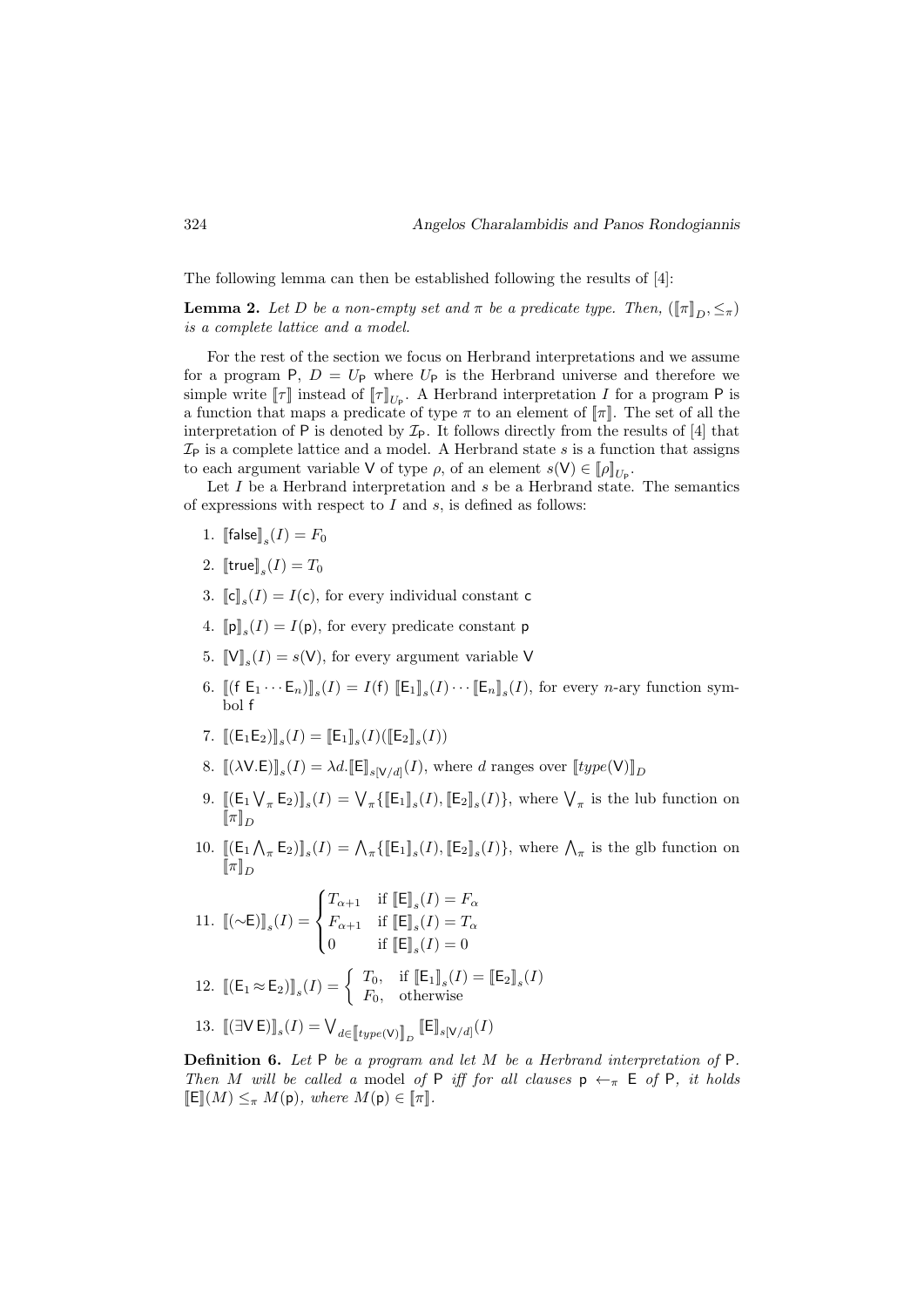The following lemma can then be established following the results of [4]:

**Lemma 2.** *Let $D$ be a non-empty set and $\pi$ be a predicate type. Then, $(\llbracket\pi\rrbracket_D, \leq_\pi)$ is a complete lattice and a model.*

For the rest of the section we focus on Herbrand interpretations and we assume for a program $\mathsf{P}$, $D = U_\mathsf{P}$ where $U_\mathsf{P}$ is the Herbrand universe and therefore we simple write $\llbracket\tau\rrbracket$ instead of $\llbracket\tau\rrbracket_{U_\mathsf{P}}$. A Herbrand interpretation $I$ for a program $\mathsf{P}$ is a function that maps a predicate of type $\pi$ to an element of $\llbracket\pi\rrbracket$. The set of all the interpretation of $\mathsf{P}$ is denoted by $\mathcal{I}_\mathsf{P}$. It follows directly from the results of [4] that $\mathcal{I}_\mathsf{P}$ is a complete lattice and a model. A Herbrand state $s$ is a function that assigns to each argument variable $\mathsf{V}$ of type $\rho$, of an element $s(\mathsf{V}) \in \llbracket\rho\rrbracket_{U_\mathsf{P}}$.

Let $I$ be a Herbrand interpretation and $s$ be a Herbrand state. The semantics of expressions with respect to $I$ and $s$, is defined as follows:

1. $\llbracket\mathsf{false}\rrbracket_s(I) = F_0$
2. $\llbracket\mathsf{true}\rrbracket_s(I) = T_0$
3. $\llbracket\mathsf{c}\rrbracket_s(I) = I(\mathsf{c})$, for every individual constant $\mathsf{c}$
4. $\llbracket\mathsf{p}\rrbracket_s(I) = I(\mathsf{p})$, for every predicate constant $\mathsf{p}$
5. $\llbracket\mathsf{V}\rrbracket_s(I) = s(\mathsf{V})$, for every argument variable $\mathsf{V}$
6. $\llbracket(\mathsf{f}\ \mathsf{E}_1 \cdots \mathsf{E}_n)\rrbracket_s(I) = I(\mathsf{f})\ \llbracket\mathsf{E}_1\rrbracket_s(I) \cdots \llbracket\mathsf{E}_n\rrbracket_s(I)$, for every $n$-ary function symbol $\mathsf{f}$
7. $\llbracket(\mathsf{E}_1\mathsf{E}_2)\rrbracket_s(I) = \llbracket\mathsf{E}_1\rrbracket_s(I)(\llbracket\mathsf{E}_2\rrbracket_s(I))$
8. $\llbracket(\lambda\mathsf{V}.\mathsf{E})\rrbracket_s(I) = \lambda d.\llbracket\mathsf{E}\rrbracket_{s[\mathsf{V}/d]}(I)$, where $d$ ranges over $\llbracket type(\mathsf{V})\rrbracket_D$
9. $\llbracket(\mathsf{E}_1 \bigvee_\pi \mathsf{E}_2)\rrbracket_s(I) = \bigvee_\pi\{\llbracket\mathsf{E}_1\rrbracket_s(I), \llbracket\mathsf{E}_2\rrbracket_s(I)\}$, where $\bigvee_\pi$ is the lub function on $\llbracket\pi\rrbracket_D$
10. $\llbracket(\mathsf{E}_1 \bigwedge_\pi \mathsf{E}_2)\rrbracket_s(I) = \bigwedge_\pi\{\llbracket\mathsf{E}_1\rrbracket_s(I), \llbracket\mathsf{E}_2\rrbracket_s(I)\}$, where $\bigwedge_\pi$ is the glb function on $\llbracket\pi\rrbracket_D$
11. $\llbracket(\sim\!\mathsf{E})\rrbracket_s(I) = \begin{cases} T_{\alpha+1} & \text{if } \llbracket\mathsf{E}\rrbracket_s(I) = F_\alpha \\ F_{\alpha+1} & \text{if } \llbracket\mathsf{E}\rrbracket_s(I) = T_\alpha \\ 0 & \text{if } \llbracket\mathsf{E}\rrbracket_s(I) = 0 \end{cases}$
12. $\llbracket(\mathsf{E}_1 \approx \mathsf{E}_2)\rrbracket_s(I) = \begin{cases} T_0, & \text{if } \llbracket\mathsf{E}_1\rrbracket_s(I) = \llbracket\mathsf{E}_2\rrbracket_s(I) \\ F_0, & \text{otherwise} \end{cases}$
13. $\llbracket(\exists\mathsf{V}\,\mathsf{E})\rrbracket_s(I) = \bigvee_{d\in\llbracket type(\mathsf{V})\rrbracket_D} \llbracket\mathsf{E}\rrbracket_{s[\mathsf{V}/d]}(I)$

**Definition 6.** *Let $\mathsf{P}$ be a program and let $M$ be a Herbrand interpretation of $\mathsf{P}$. Then $M$ will be called a* model *of $\mathsf{P}$ iff for all clauses $\mathsf{p} \leftarrow_\pi \mathsf{E}$ of $\mathsf{P}$, it holds $\llbracket\mathsf{E}\rrbracket(M) \leq_\pi M(\mathsf{p})$, where $M(\mathsf{p}) \in \llbracket\pi\rrbracket$.*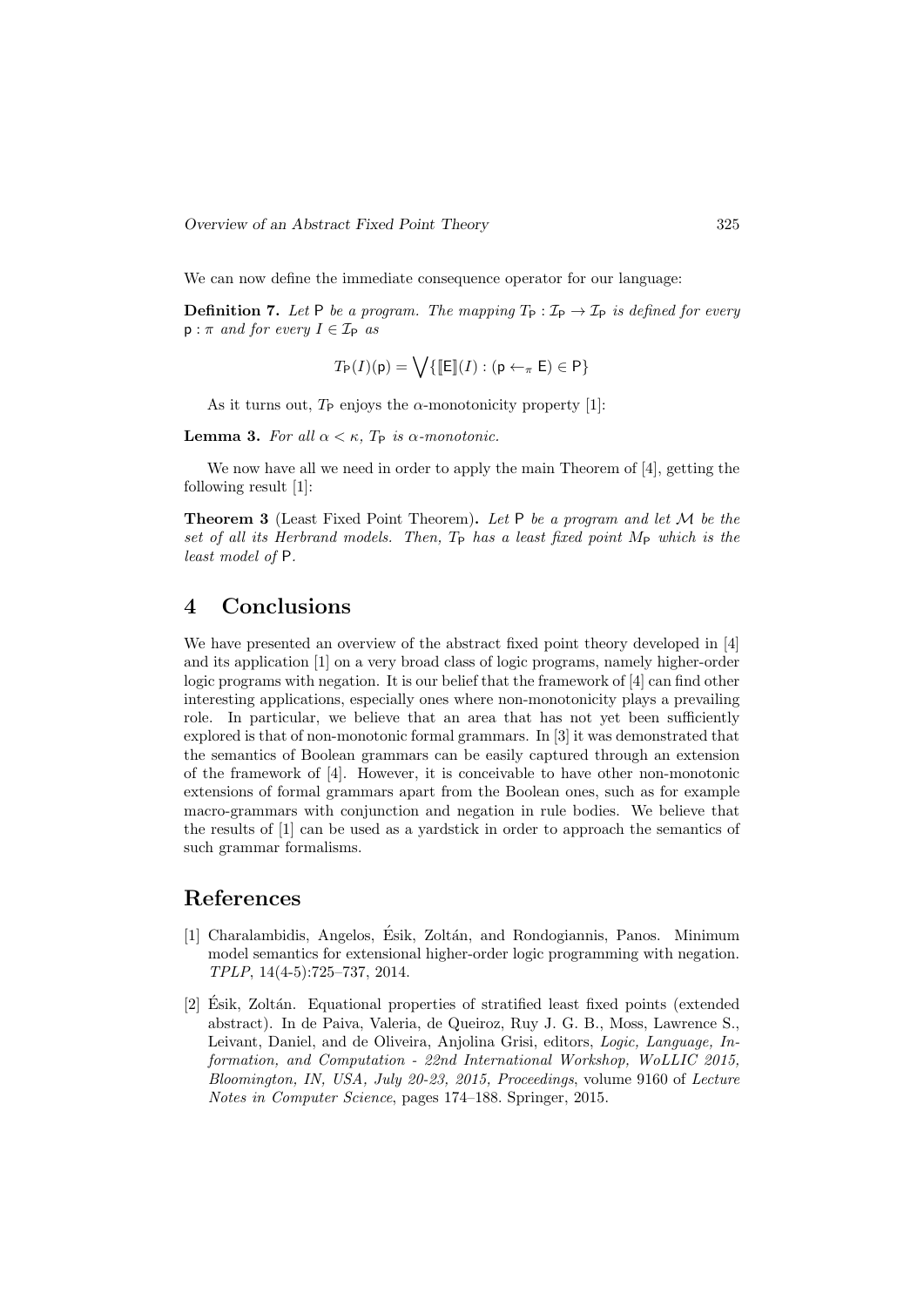We can now define the immediate consequence operator for our language:

**Definition 7.** *Let* $\mathsf{P}$ *be a program. The mapping* $T_{\mathsf{P}} : \mathcal{I}_{\mathsf{P}} \to \mathcal{I}_{\mathsf{P}}$ *is defined for every* $\mathsf{p} : \pi$ *and for every* $I \in \mathcal{I}_{\mathsf{P}}$ *as*

$$T_{\mathsf{P}}(I)(\mathsf{p}) = \bigvee \{ [\![\mathsf{E}]\!](I) : (\mathsf{p} \leftarrow_{\pi} \mathsf{E}) \in \mathsf{P} \}$$

As it turns out, $T_{\mathsf{P}}$ enjoys the $\alpha$-monotonicity property [1]:

**Lemma 3.** *For all* $\alpha < \kappa$, $T_{\mathsf{P}}$ *is* $\alpha$*-monotonic.*

We now have all we need in order to apply the main Theorem of [4], getting the following result [1]:

**Theorem 3** (Least Fixed Point Theorem)**.** *Let* $\mathsf{P}$ *be a program and let* $\mathcal{M}$ *be the set of all its Herbrand models. Then,* $T_{\mathsf{P}}$ *has a least fixed point* $M_{\mathsf{P}}$ *which is the least model of* $\mathsf{P}$*.*

# 4 Conclusions

We have presented an overview of the abstract fixed point theory developed in [4] and its application [1] on a very broad class of logic programs, namely higher-order logic programs with negation. It is our belief that the framework of [4] can find other interesting applications, especially ones where non-monotonicity plays a prevailing role. In particular, we believe that an area that has not yet been sufficiently explored is that of non-monotonic formal grammars. In [3] it was demonstrated that the semantics of Boolean grammars can be easily captured through an extension of the framework of [4]. However, it is conceivable to have other non-monotonic extensions of formal grammars apart from the Boolean ones, such as for example macro-grammars with conjunction and negation in rule bodies. We believe that the results of [1] can be used as a yardstick in order to approach the semantics of such grammar formalisms.

# References

[1] Charalambidis, Angelos, Ésik, Zoltán, and Rondogiannis, Panos. Minimum model semantics for extensional higher-order logic programming with negation. *TPLP*, 14(4-5):725–737, 2014.

[2] Ésik, Zoltán. Equational properties of stratified least fixed points (extended abstract). In de Paiva, Valeria, de Queiroz, Ruy J. G. B., Moss, Lawrence S., Leivant, Daniel, and de Oliveira, Anjolina Grisi, editors, *Logic, Language, Information, and Computation - 22nd International Workshop, WoLLIC 2015, Bloomington, IN, USA, July 20-23, 2015, Proceedings*, volume 9160 of *Lecture Notes in Computer Science*, pages 174–188. Springer, 2015.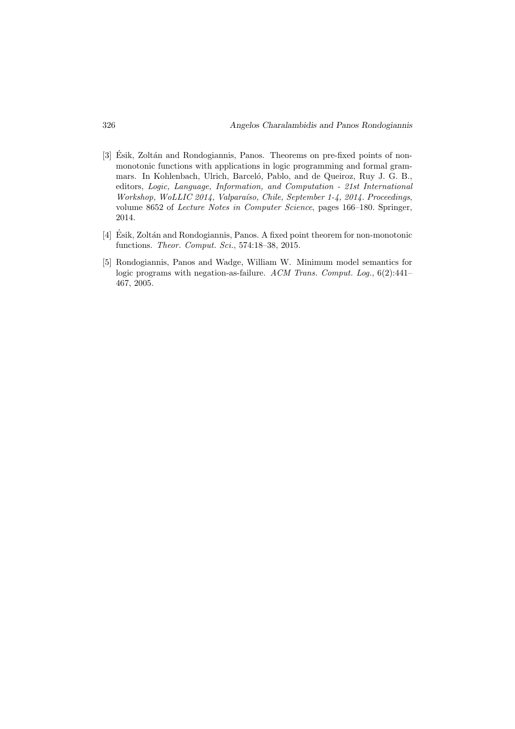[3] Ésik, Zoltán and Rondogiannis, Panos. Theorems on pre-fixed points of non-monotonic functions with applications in logic programming and formal grammars. In Kohlenbach, Ulrich, Barceló, Pablo, and de Queiroz, Ruy J. G. B., editors, *Logic, Language, Information, and Computation - 21st International Workshop, WoLLIC 2014, Valparaíso, Chile, September 1-4, 2014. Proceedings*, volume 8652 of *Lecture Notes in Computer Science*, pages 166–180. Springer, 2014.

[4] Ésik, Zoltán and Rondogiannis, Panos. A fixed point theorem for non-monotonic functions. *Theor. Comput. Sci.*, 574:18–38, 2015.

[5] Rondogiannis, Panos and Wadge, William W. Minimum model semantics for logic programs with negation-as-failure. *ACM Trans. Comput. Log.*, 6(2):441–467, 2005.